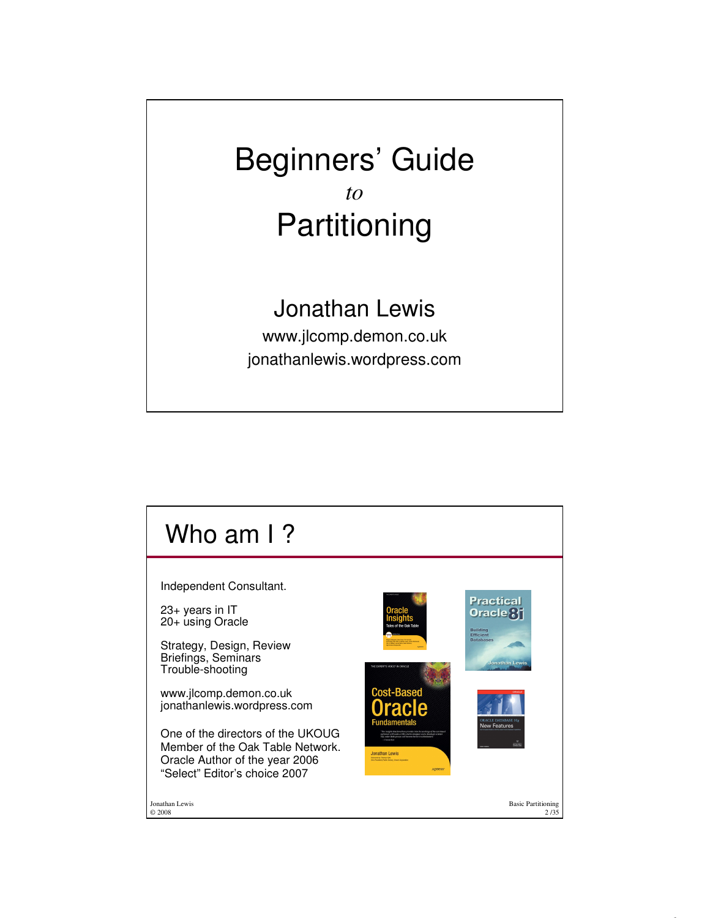# Beginners' Guide

*to*

# Partitioning

Jonathan Lewis

www.jlcomp.demon.co.uk

jonathanlewis.wordpress.com

## Who am I ?

Independent Consultant.

23+ years in IT
20+ using Oracle

Strategy, Design, Review
Briefings, Seminars
Trouble-shooting

www.jlcomp.demon.co.uk
jonathanlewis.wordpress.com

One of the directors of the UKOUG
Member of the Oak Table Network.
Oracle Author of the year 2006
"Select" Editor's choice 2007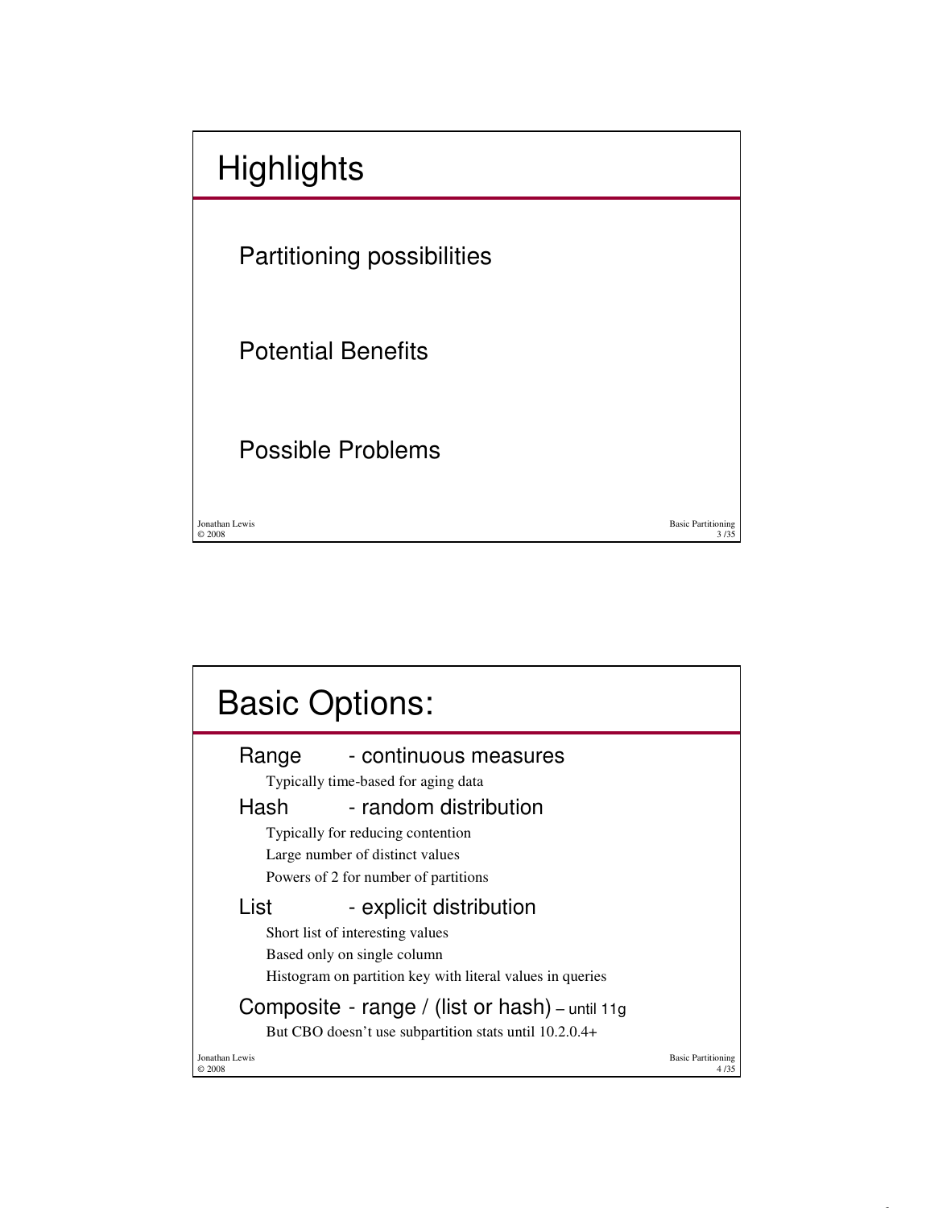# Highlights

Partitioning possibilities

Potential Benefits

Possible Problems

# Basic Options:

Range - continuous measures

- Typically time-based for aging data

Hash - random distribution

- Typically for reducing contention
- Large number of distinct values
- Powers of 2 for number of partitions

List - explicit distribution

- Short list of interesting values
- Based only on single column
- Histogram on partition key with literal values in queries

Composite - range / (list or hash) – until 11g

- But CBO doesn't use subpartition stats until 10.2.0.4+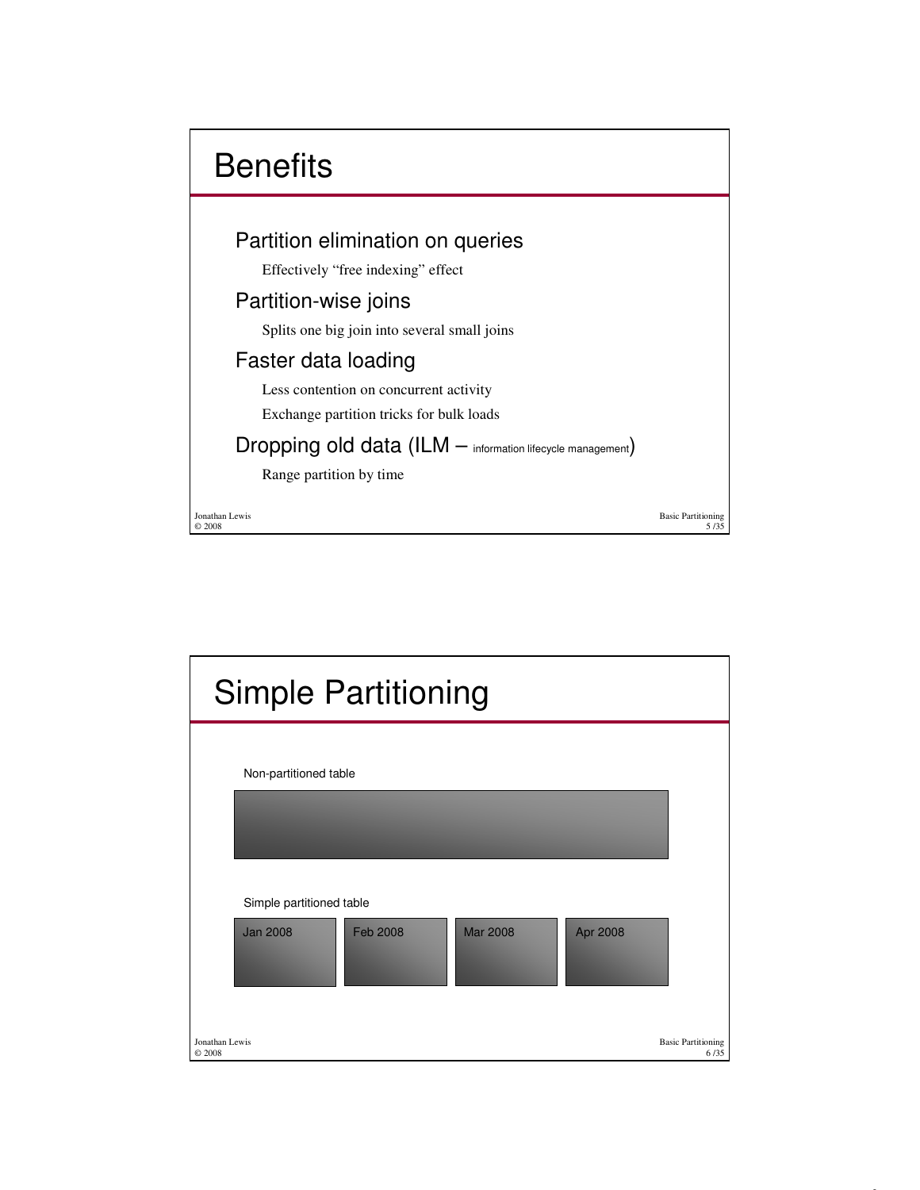# Benefits

## Partition elimination on queries

Effectively "free indexing" effect

## Partition-wise joins

Splits one big join into several small joins

## Faster data loading

Less contention on concurrent activity

Exchange partition tricks for bulk loads

## Dropping old data (ILM – information lifecycle management)

Range partition by time

# Simple Partitioning

Non-partitioned table

Simple partitioned table

| Jan 2008 | Feb 2008 | Mar 2008 | Apr 2008 |
|---|---|---|---|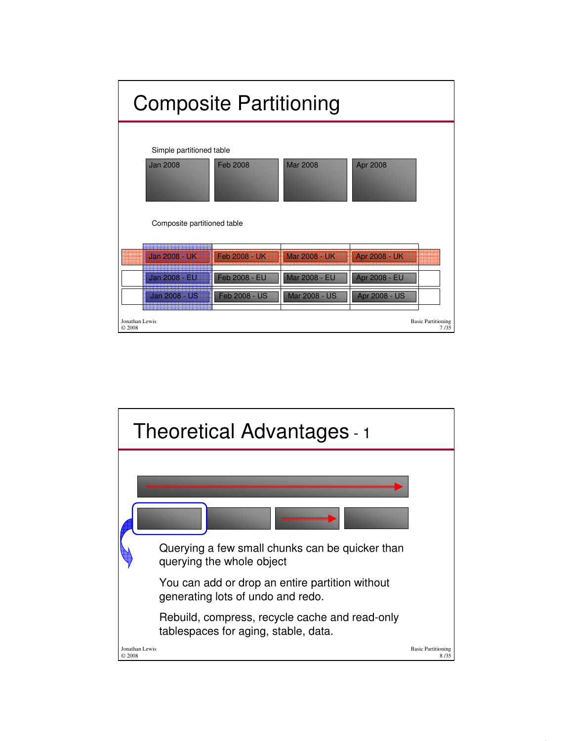# Composite Partitioning

Simple partitioned table

Jan 2008 | Feb 2008 | Mar 2008 | Apr 2008

Composite partitioned table

| | | | |
|---|---|---|---|
| Jan 2008 - UK | Feb 2008 - UK | Mar 2008 - UK | Apr 2008 - UK |
| Jan 2008 - EU | Feb 2008 - EU | Mar 2008 - EU | Apr 2008 - EU |
| Jan 2008 - US | Feb 2008 - US | Mar 2008 - US | Apr 2008 - US |

# Theoretical Advantages - 1

Querying a few small chunks can be quicker than querying the whole object

You can add or drop an entire partition without generating lots of undo and redo.

Rebuild, compress, recycle cache and read-only tablespaces for aging, stable, data.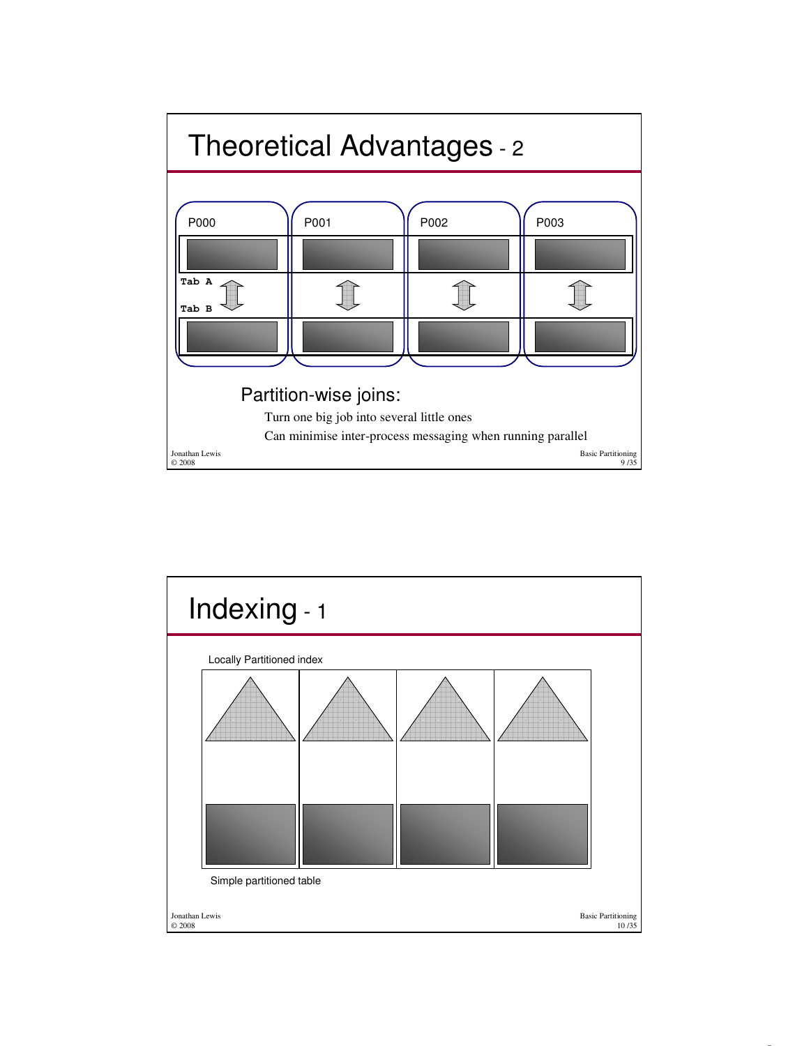# Theoretical Advantages - 2

P000 P001 P002 P003

Tab A

Tab B

## Partition-wise joins:

Turn one big job into several little ones

Can minimise inter-process messaging when running parallel

# Indexing - 1

Locally Partitioned index

Simple partitioned table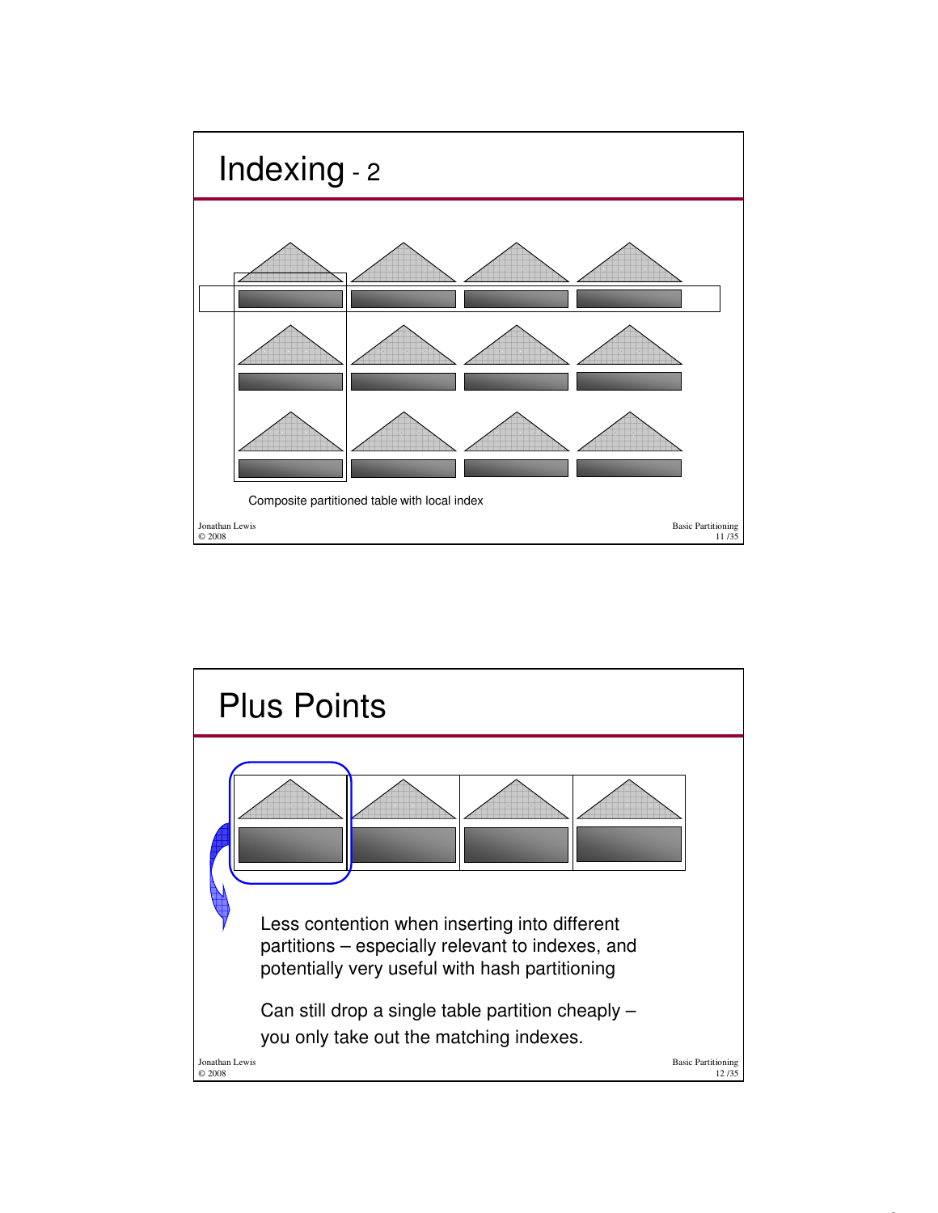# Indexing - 2

Composite partitioned table with local index

# Plus Points

Less contention when inserting into different partitions – especially relevant to indexes, and potentially very useful with hash partitioning

Can still drop a single table partition cheaply – you only take out the matching indexes.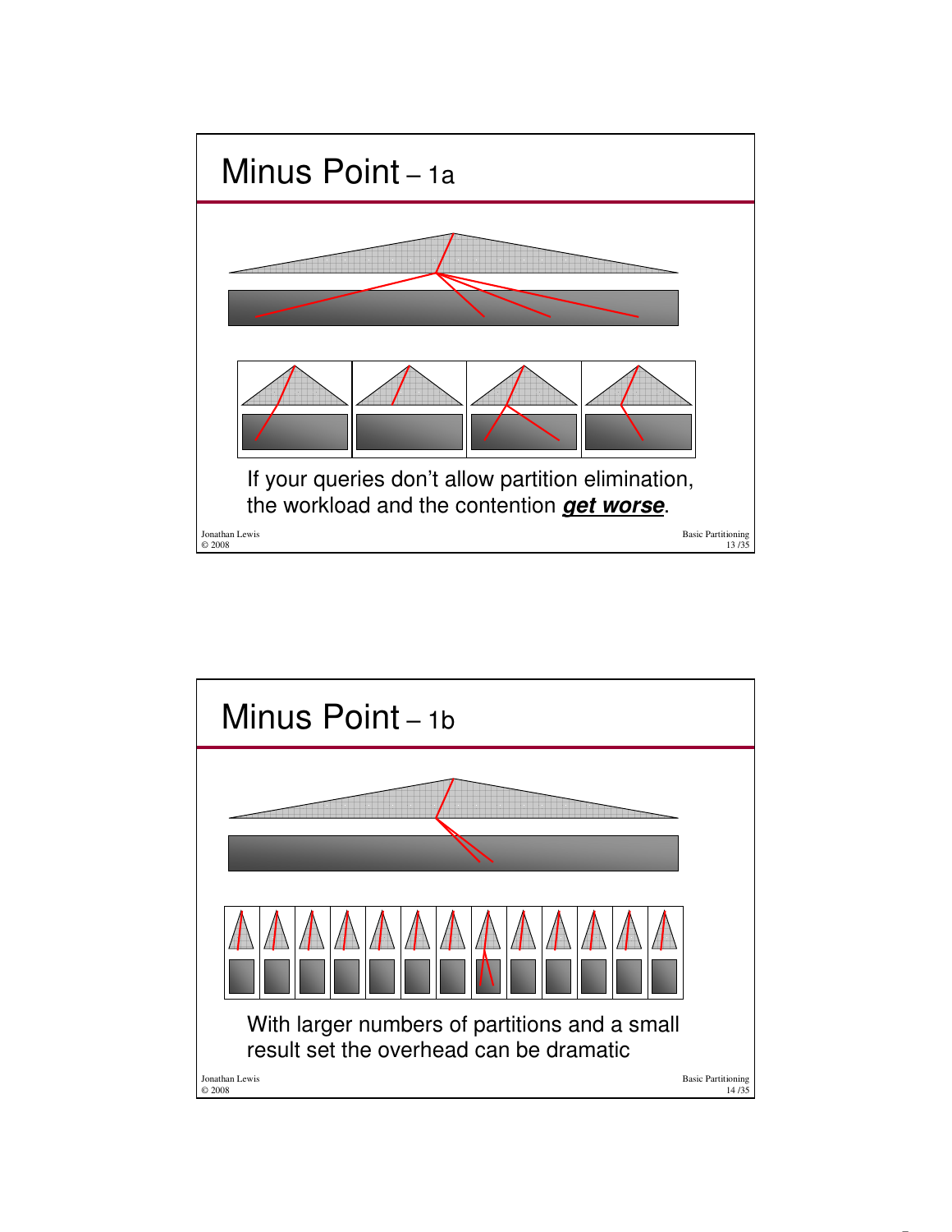# Minus Point – 1a

If your queries don't allow partition elimination, the workload and the contention ***get worse***.

# Minus Point – 1b

With larger numbers of partitions and a small result set the overhead can be dramatic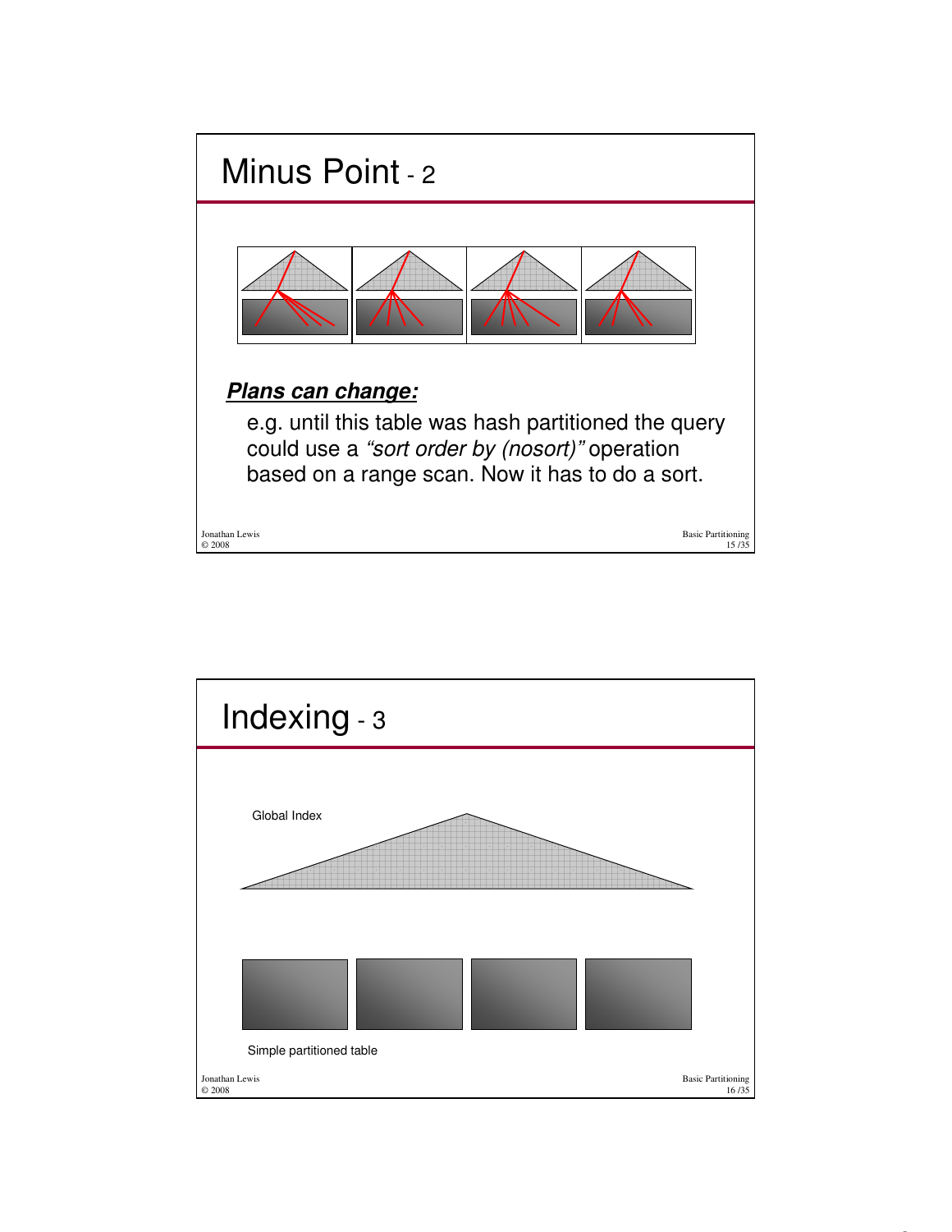# Minus Point - 2

***Plans can change:***

e.g. until this table was hash partitioned the query could use a *"sort order by (nosort)"* operation based on a range scan. Now it has to do a sort.

# Indexing - 3

Global Index

Simple partitioned table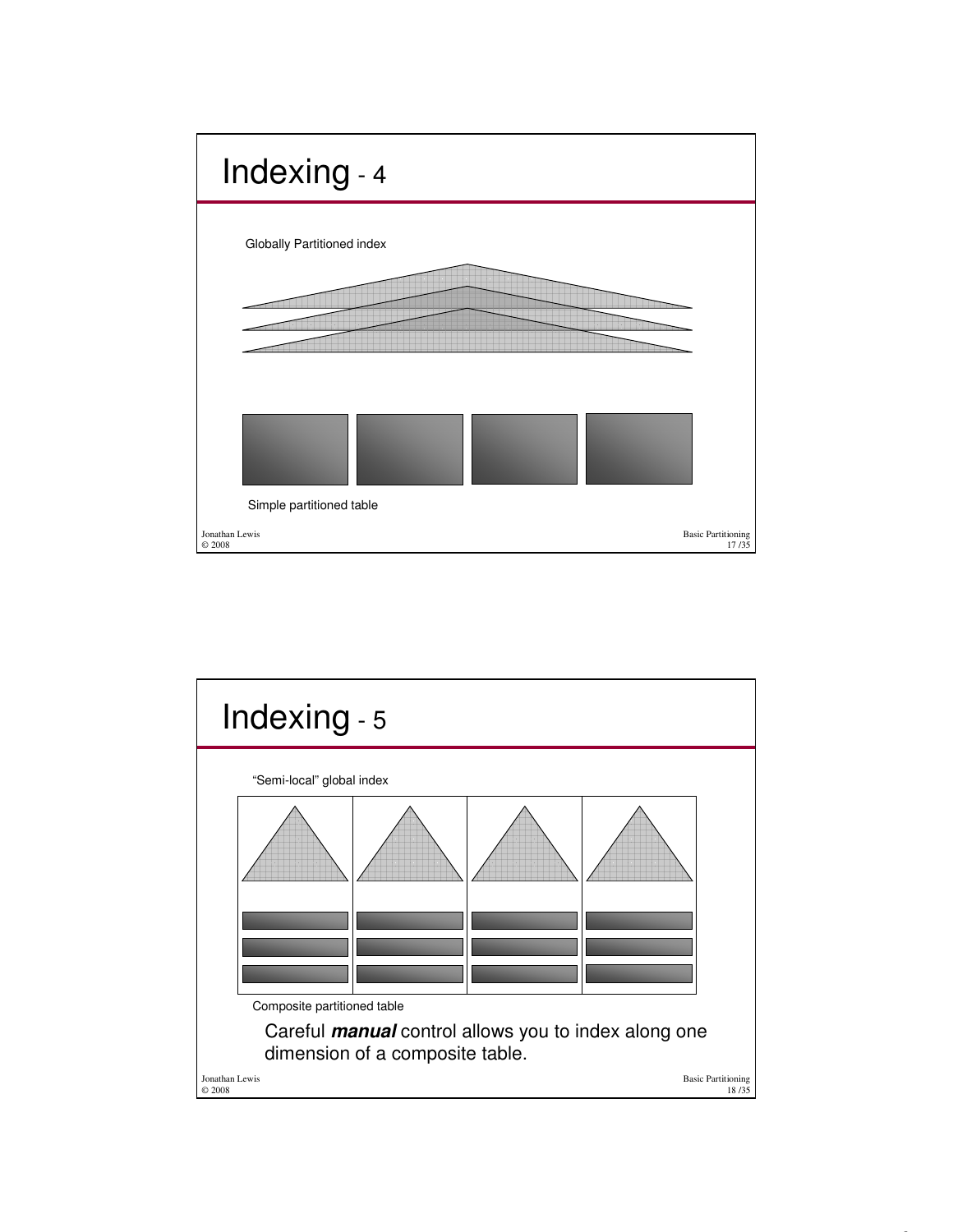# Indexing - 4

Globally Partitioned index

Simple partitioned table

# Indexing - 5

"Semi-local" global index

Composite partitioned table

Careful ***manual*** control allows you to index along one dimension of a composite table.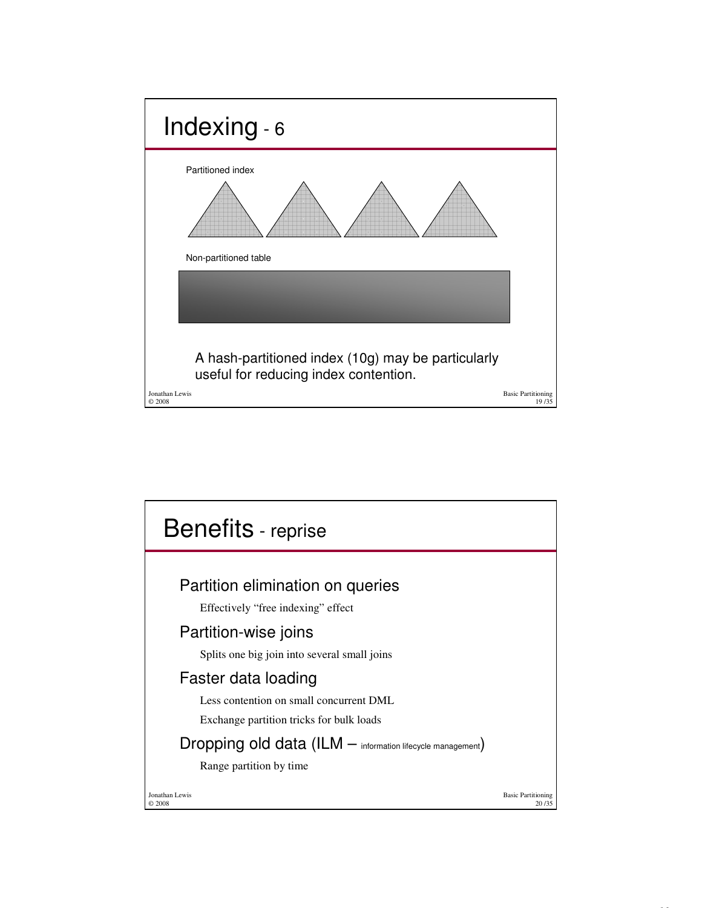# Indexing - 6

Partitioned index

Non-partitioned table

A hash-partitioned index (10g) may be particularly useful for reducing index contention.

# Benefits - reprise

## Partition elimination on queries

Effectively "free indexing" effect

## Partition-wise joins

Splits one big join into several small joins

## Faster data loading

Less contention on small concurrent DML

Exchange partition tricks for bulk loads

## Dropping old data (ILM – information lifecycle management)

Range partition by time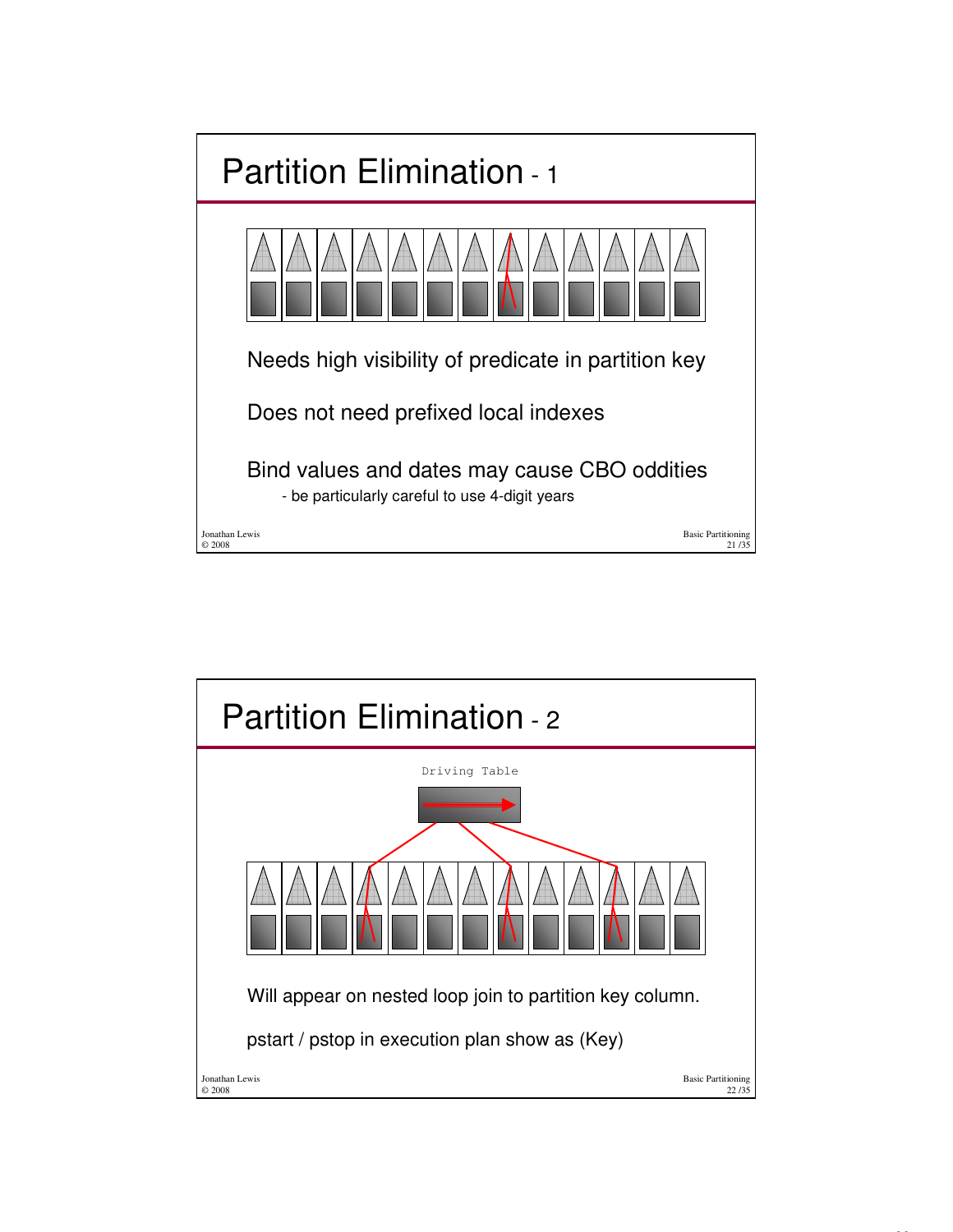# Partition Elimination - 1

Needs high visibility of predicate in partition key

Does not need prefixed local indexes

Bind values and dates may cause CBO oddities

- be particularly careful to use 4-digit years

# Partition Elimination - 2

Driving Table

Will appear on nested loop join to partition key column.

pstart / pstop in execution plan show as (Key)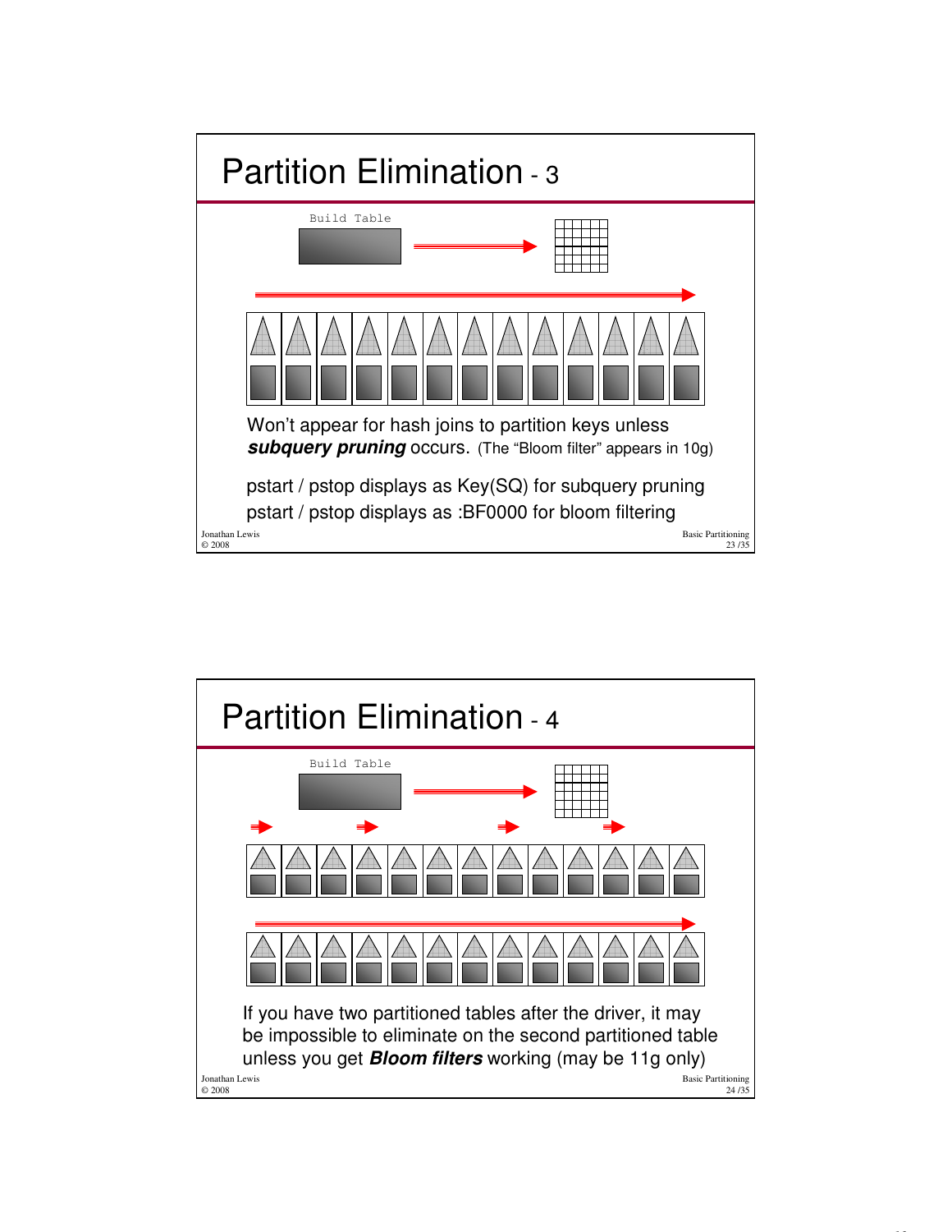# Partition Elimination - 3

Build Table

Won't appear for hash joins to partition keys unless ***subquery pruning*** occurs. (The "Bloom filter" appears in 10g)

pstart / pstop displays as Key(SQ) for subquery pruning

pstart / pstop displays as :BF0000 for bloom filtering

# Partition Elimination - 4

Build Table

If you have two partitioned tables after the driver, it may be impossible to eliminate on the second partitioned table unless you get ***Bloom filters*** working (may be 11g only)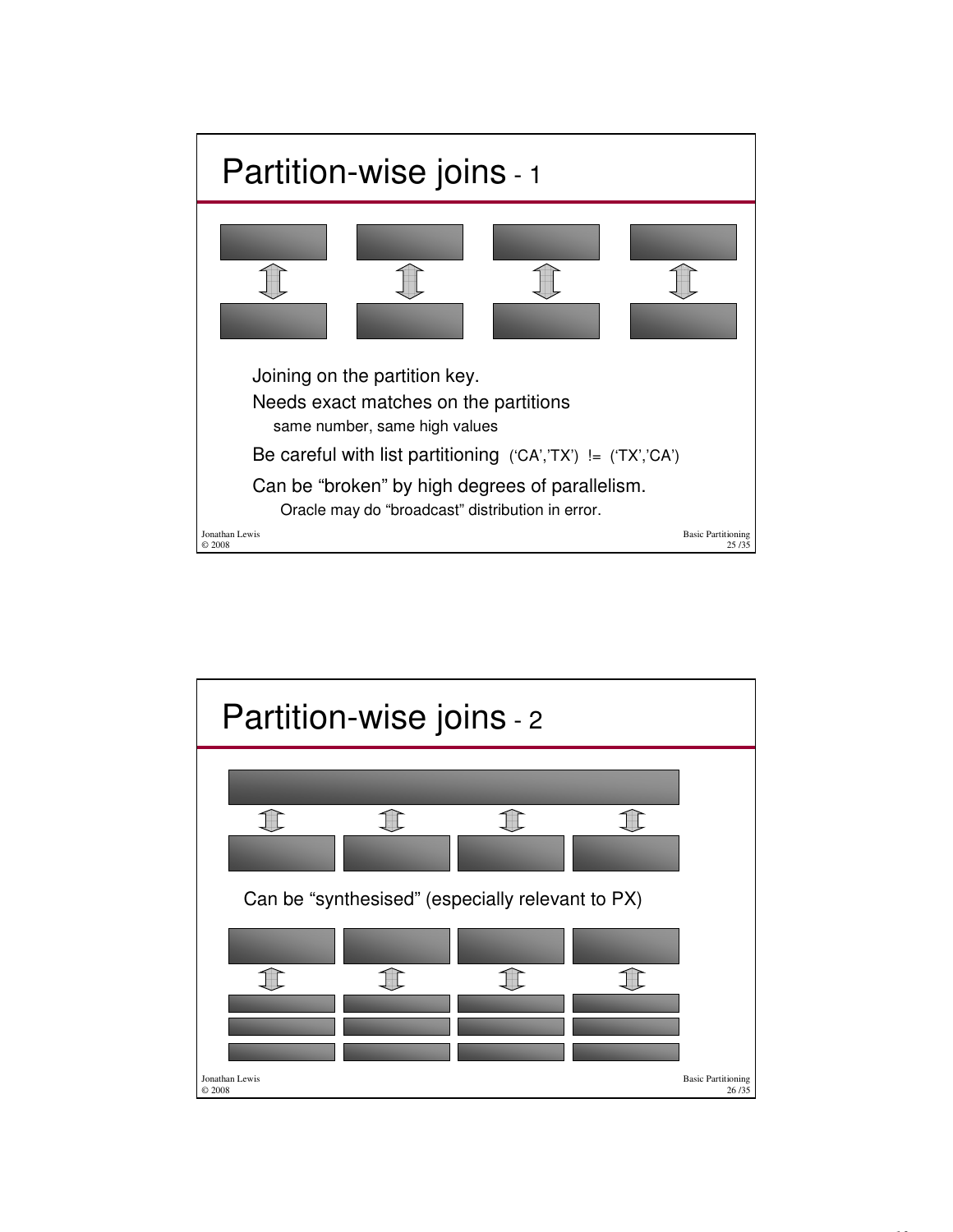# Partition-wise joins - 1

Joining on the partition key.

Needs exact matches on the partitions

- same number, same high values

Be careful with list partitioning ('CA','TX') != ('TX','CA')

Can be "broken" by high degrees of parallelism.

- Oracle may do "broadcast" distribution in error.

# Partition-wise joins - 2

Can be "synthesised" (especially relevant to PX)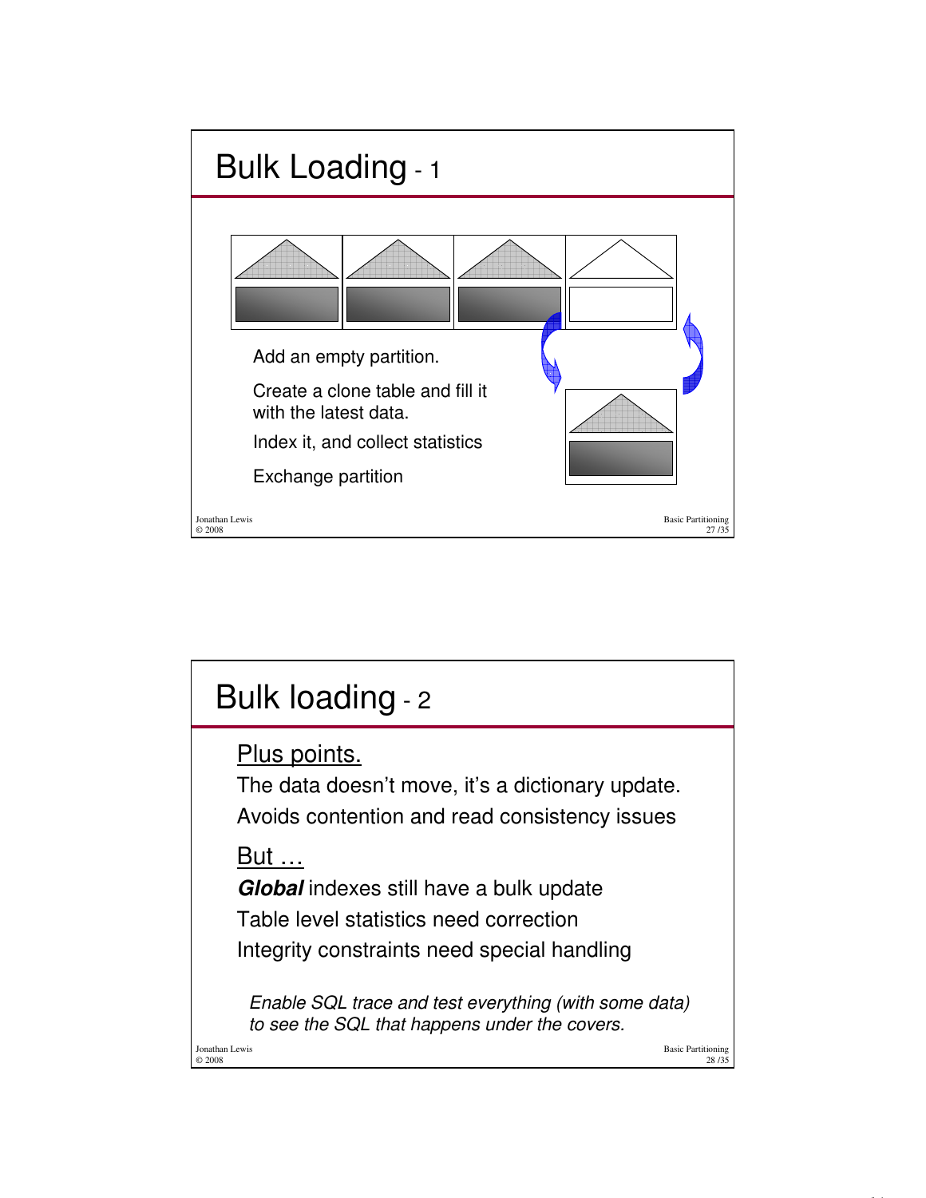# Bulk Loading - 1

Add an empty partition.

Create a clone table and fill it with the latest data.

Index it, and collect statistics

Exchange partition

# Bulk loading - 2

Plus points.

The data doesn't move, it's a dictionary update.

Avoids contention and read consistency issues

But …

***Global*** indexes still have a bulk update

Table level statistics need correction

Integrity constraints need special handling

*Enable SQL trace and test everything (with some data) to see the SQL that happens under the covers.*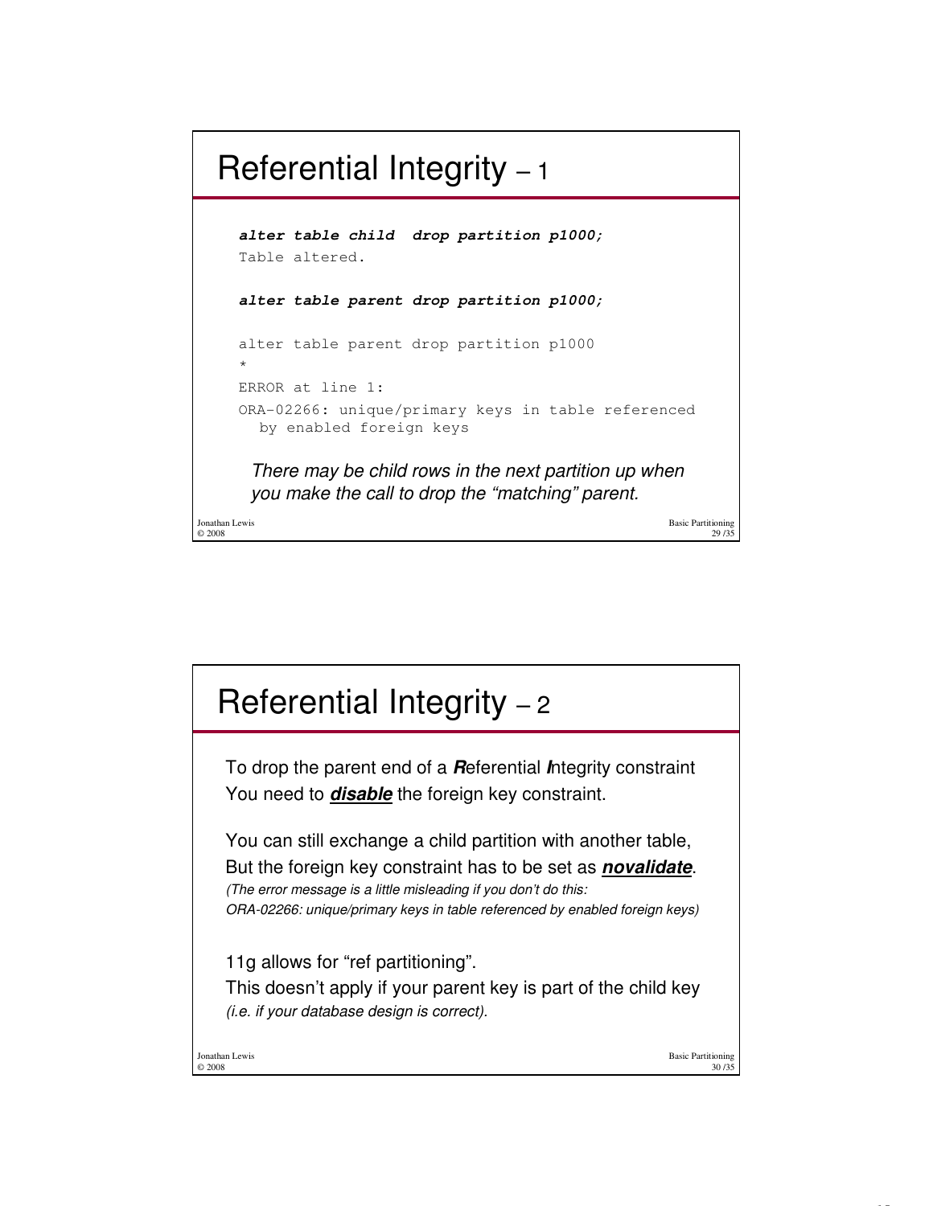# Referential Integrity – 1

```
alter table child  drop partition p1000;
Table altered.

alter table parent drop partition p1000;

alter table parent drop partition p1000
*
ERROR at line 1:
ORA-02266: unique/primary keys in table referenced
   by enabled foreign keys
```

*There may be child rows in the next partition up when you make the call to drop the "matching" parent.*

# Referential Integrity – 2

To drop the parent end of a ***R***eferential ***I***ntegrity constraint You need to ***disable*** the foreign key constraint.

You can still exchange a child partition with another table, But the foreign key constraint has to be set as ***novalidate***.
*(The error message is a little misleading if you don't do this: ORA-02266: unique/primary keys in table referenced by enabled foreign keys)*

11g allows for "ref partitioning".
This doesn't apply if your parent key is part of the child key *(i.e. if your database design is correct).*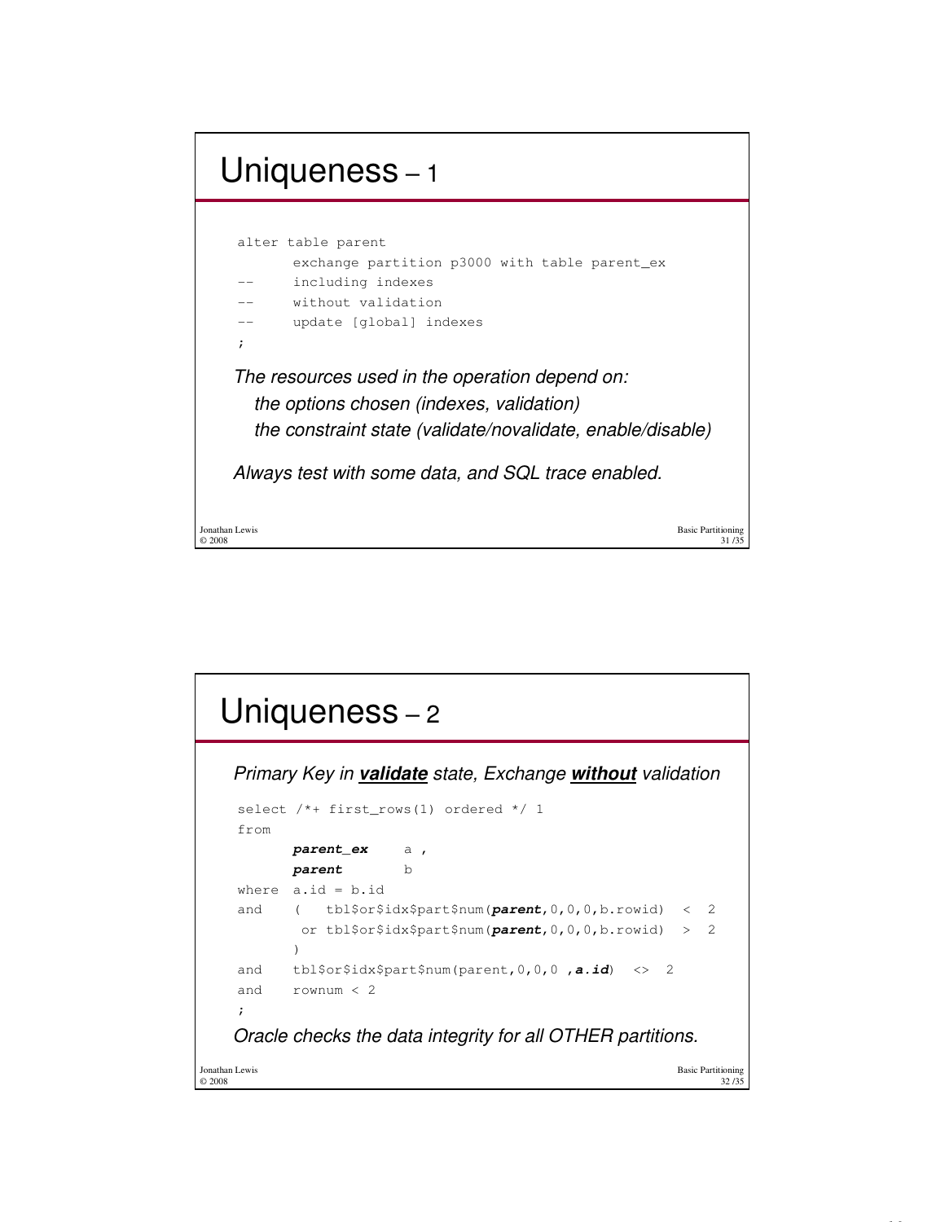# Uniqueness – 1

```
alter table parent
      exchange partition p3000 with table parent_ex
--    including indexes
--    without validation
--    update [global] indexes
;
```

*The resources used in the operation depend on:*

*the options chosen (indexes, validation)*

*the constraint state (validate/novalidate, enable/disable)*

*Always test with some data, and SQL trace enabled.*

# Uniqueness – 2

*Primary Key in **validate** state, Exchange **without** validation*

```
select /*+ first_rows(1) ordered */ 1
from
      parent_ex    a ,
      parent       b
where  a.id = b.id
and    (   tbl$or$idx$part$num(parent,0,0,0,b.rowid)  <  2
        or tbl$or$idx$part$num(parent,0,0,0,b.rowid)  >  2
       )
and    tbl$or$idx$part$num(parent,0,0,0 ,a.id)  <>  2
and    rownum < 2
;
```

*Oracle checks the data integrity for all OTHER partitions.*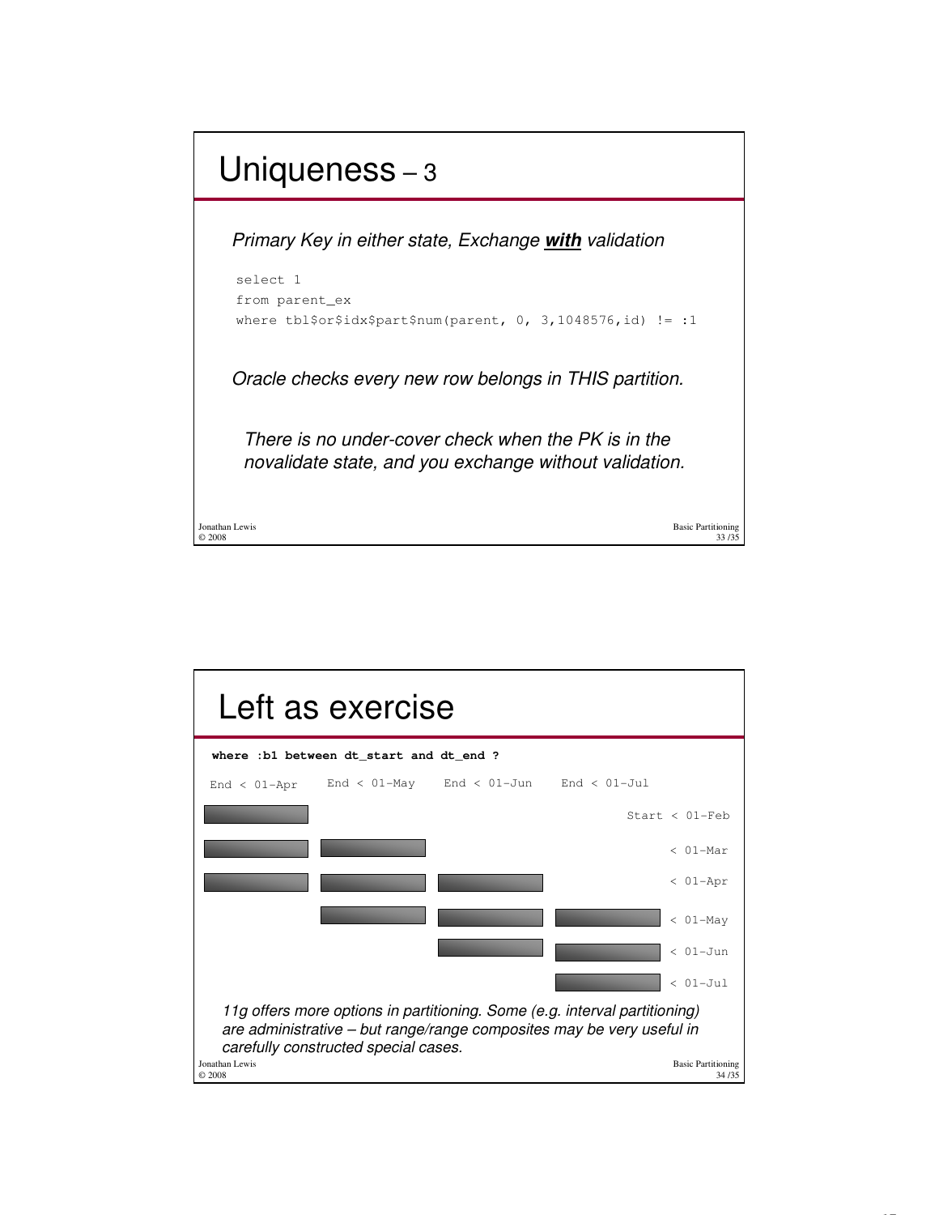# Uniqueness – 3

*Primary Key in either state, Exchange **with** validation*

```
select 1
from parent_ex
where tbl$or$idx$part$num(parent, 0, 3,1048576,id) != :1
```

*Oracle checks every new row belongs in THIS partition.*

*There is no under-cover check when the PK is in the novalidate state, and you exchange without validation.*

# Left as exercise

**where :b1 between dt_start and dt_end ?**

| End < 01-Apr | End < 01-May | End < 01-Jun | End < 01-Jul | |
|---|---|---|---|---|
| ■ | | | | Start < 01-Feb |
| ■ | ■ | | | < 01-Mar |
| ■ | ■ | ■ | | < 01-Apr |
| | ■ | ■ | ■ | < 01-May |
| | | ■ | ■ | < 01-Jun |
| | | | ■ | < 01-Jul |

*11g offers more options in partitioning. Some (e.g. interval partitioning) are administrative – but range/range composites may be very useful in carefully constructed special cases.*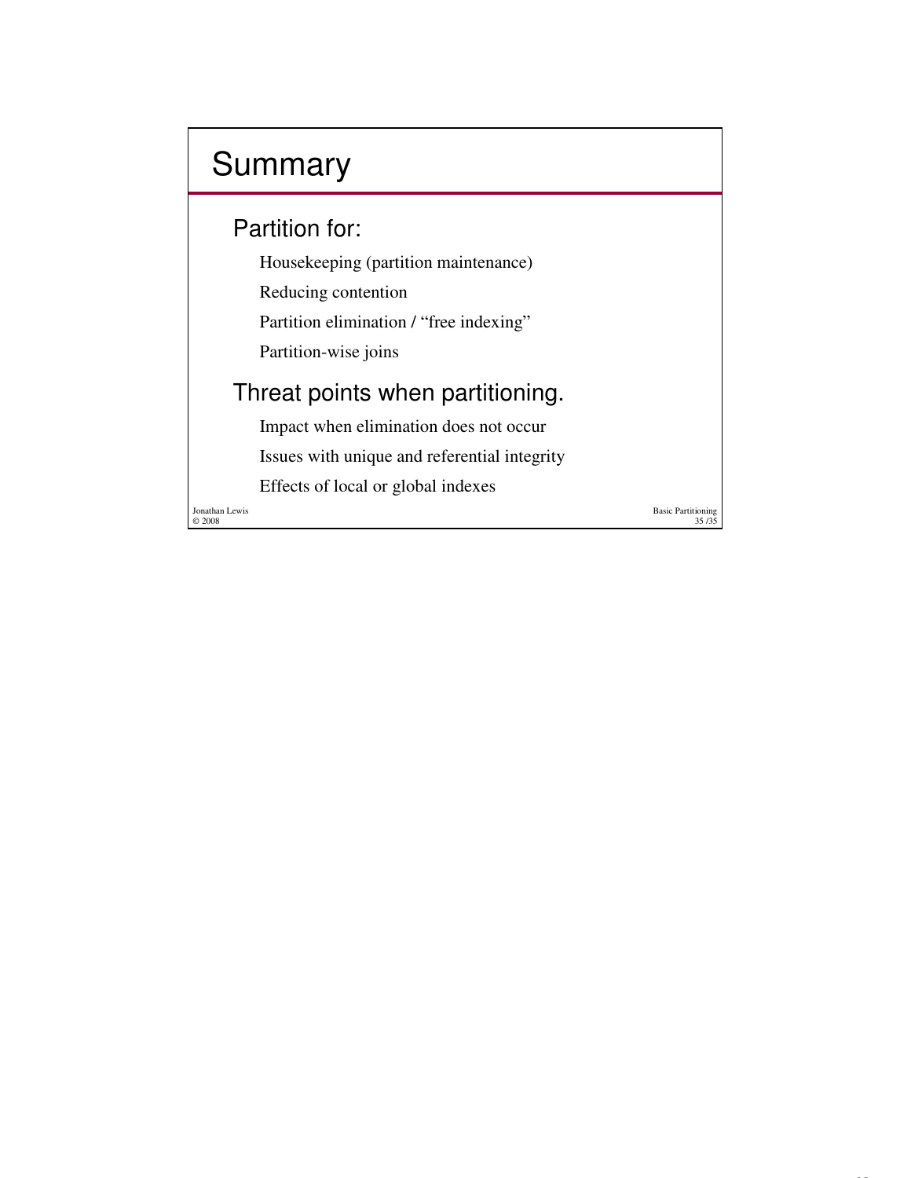# Summary

## Partition for:

- Housekeeping (partition maintenance)
- Reducing contention
- Partition elimination / “free indexing”
- Partition-wise joins

## Threat points when partitioning.

- Impact when elimination does not occur
- Issues with unique and referential integrity
- Effects of local or global indexes